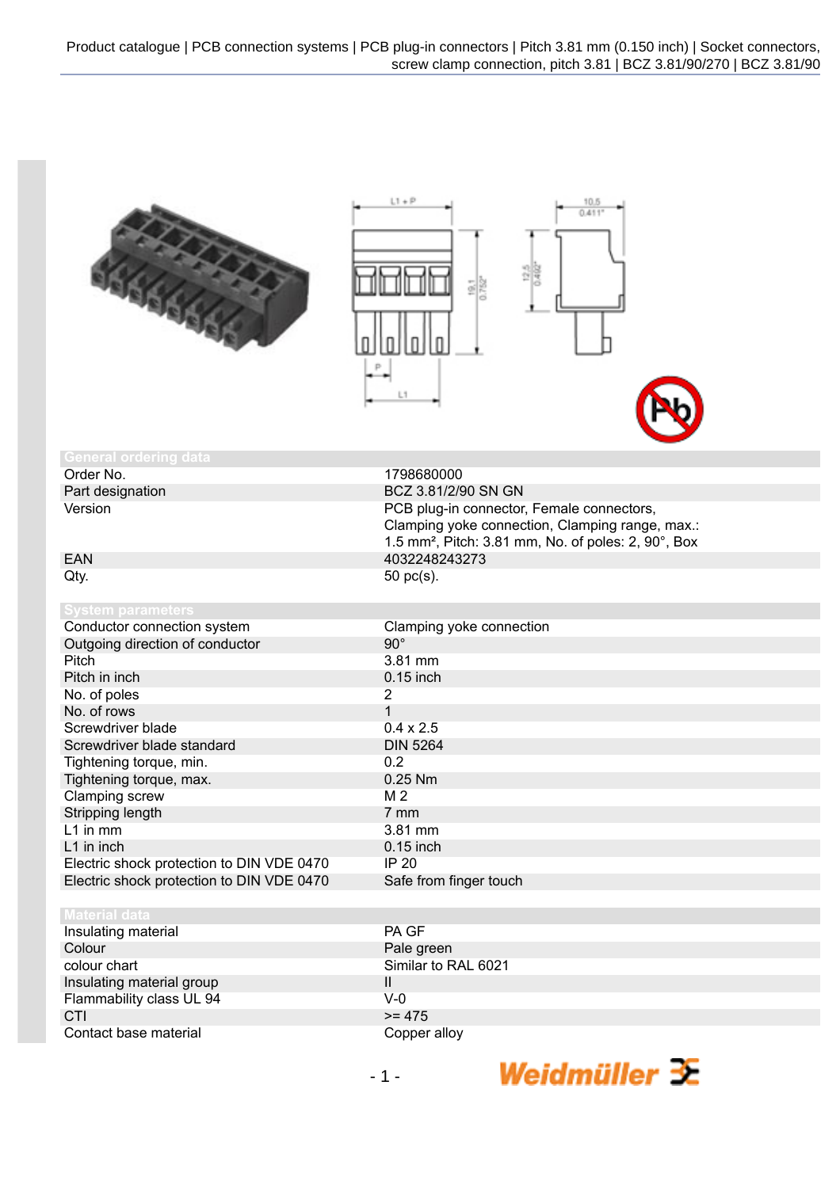## General ordering data

| | |
|---|---|
| Order No. | 1798680000 |
| Part designation | BCZ 3.81/2/90 SN GN |
| Version | PCB plug-in connector, Female connectors, Clamping yoke connection, Clamping range, max.: 1.5 mm², Pitch: 3.81 mm, No. of poles: 2, 90°, Box |
| EAN | 4032248243273 |
| Qty. | 50 pc(s). |

## System parameters

| | |
|---|---|
| Conductor connection system | Clamping yoke connection |
| Outgoing direction of conductor | 90° |
| Pitch | 3.81 mm |
| Pitch in inch | 0.15 inch |
| No. of poles | 2 |
| No. of rows | 1 |
| Screwdriver blade | 0.4 x 2.5 |
| Screwdriver blade standard | DIN 5264 |
| Tightening torque, min. | 0.2 |
| Tightening torque, max. | 0.25 Nm |
| Clamping screw | M 2 |
| Stripping length | 7 mm |
| L1 in mm | 3.81 mm |
| L1 in inch | 0.15 inch |
| Electric shock protection to DIN VDE 0470 | IP 20 |
| Electric shock protection to DIN VDE 0470 | Safe from finger touch |

## Material data

| | |
|---|---|
| Insulating material | PA GF |
| Colour | Pale green |
| colour chart | Similar to RAL 6021 |
| Insulating material group | II |
| Flammability class UL 94 | V-0 |
| CTI | >= 475 |
| Contact base material | Copper alloy |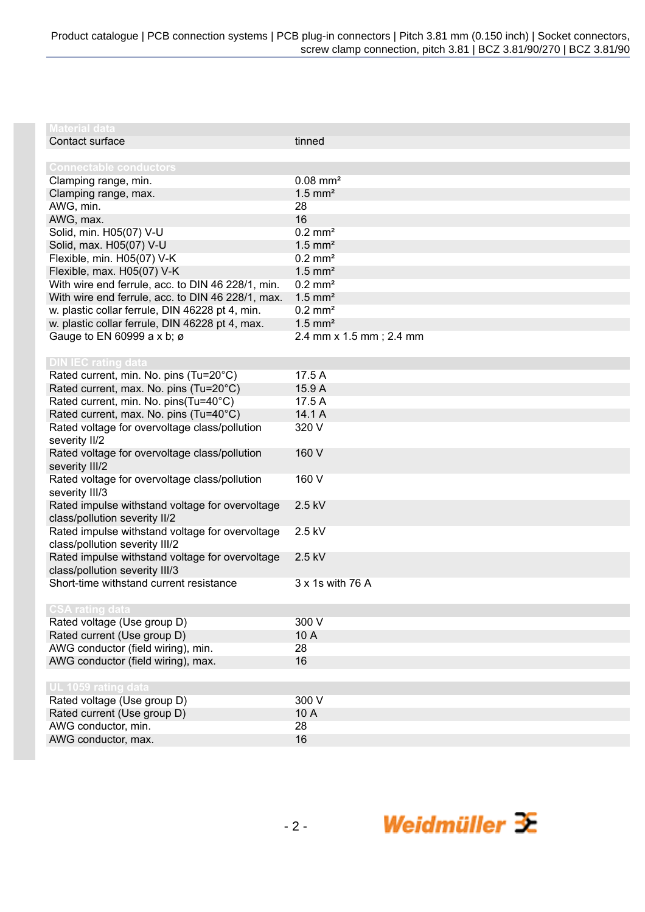| Material data | |
| --- | --- |
| Contact surface | tinned |

| Connectable conductors | |
| --- | --- |
| Clamping range, min. | 0.08 mm² |
| Clamping range, max. | 1.5 mm² |
| AWG, min. | 28 |
| AWG, max. | 16 |
| Solid, min. H05(07) V-U | 0.2 mm² |
| Solid, max. H05(07) V-U | 1.5 mm² |
| Flexible, min. H05(07) V-K | 0.2 mm² |
| Flexible, max. H05(07) V-K | 1.5 mm² |
| With wire end ferrule, acc. to DIN 46 228/1, min. | 0.2 mm² |
| With wire end ferrule, acc. to DIN 46 228/1, max. | 1.5 mm² |
| w. plastic collar ferrule, DIN 46228 pt 4, min. | 0.2 mm² |
| w. plastic collar ferrule, DIN 46228 pt 4, max. | 1.5 mm² |
| Gauge to EN 60999 a x b; ø | 2.4 mm x 1.5 mm ; 2.4 mm |

| DIN IEC rating data | |
| --- | --- |
| Rated current, min. No. pins (Tu=20°C) | 17.5 A |
| Rated current, max. No. pins (Tu=20°C) | 15.9 A |
| Rated current, min. No. pins(Tu=40°C) | 17.5 A |
| Rated current, max. No. pins (Tu=40°C) | 14.1 A |
| Rated voltage for overvoltage class/pollution severity II/2 | 320 V |
| Rated voltage for overvoltage class/pollution severity III/2 | 160 V |
| Rated voltage for overvoltage class/pollution severity III/3 | 160 V |
| Rated impulse withstand voltage for overvoltage class/pollution severity II/2 | 2.5 kV |
| Rated impulse withstand voltage for overvoltage class/pollution severity III/2 | 2.5 kV |
| Rated impulse withstand voltage for overvoltage class/pollution severity III/3 | 2.5 kV |
| Short-time withstand current resistance | 3 x 1s with 76 A |

| CSA rating data | |
| --- | --- |
| Rated voltage (Use group D) | 300 V |
| Rated current (Use group D) | 10 A |
| AWG conductor (field wiring), min. | 28 |
| AWG conductor (field wiring), max. | 16 |

| UL 1059 rating data | |
| --- | --- |
| Rated voltage (Use group D) | 300 V |
| Rated current (Use group D) | 10 A |
| AWG conductor, min. | 28 |
| AWG conductor, max. | 16 |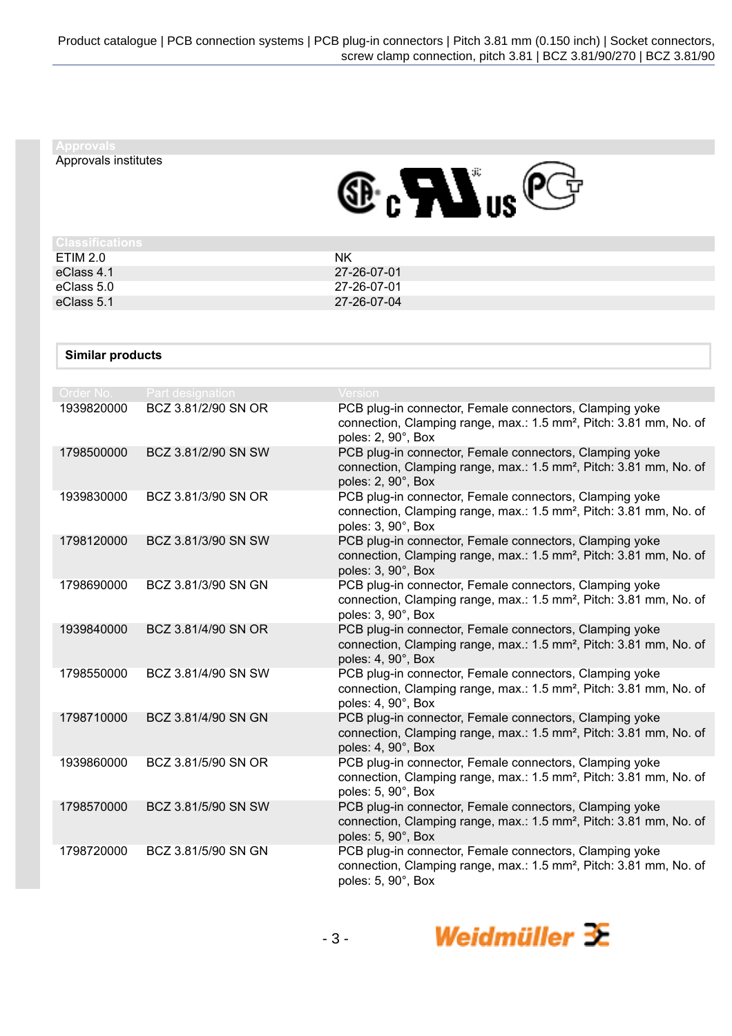## Approvals

Approvals institutes

## Classifications

| | |
|---|---|
| ETIM 2.0 | NK |
| eClass 4.1 | 27-26-07-01 |
| eClass 5.0 | 27-26-07-01 |
| eClass 5.1 | 27-26-07-04 |

## Similar products

| Order No. | Part designation | Version |
|---|---|---|
| 1939820000 | BCZ 3.81/2/90 SN OR | PCB plug-in connector, Female connectors, Clamping yoke connection, Clamping range, max.: 1.5 mm², Pitch: 3.81 mm, No. of poles: 2, 90°, Box |
| 1798500000 | BCZ 3.81/2/90 SN SW | PCB plug-in connector, Female connectors, Clamping yoke connection, Clamping range, max.: 1.5 mm², Pitch: 3.81 mm, No. of poles: 2, 90°, Box |
| 1939830000 | BCZ 3.81/3/90 SN OR | PCB plug-in connector, Female connectors, Clamping yoke connection, Clamping range, max.: 1.5 mm², Pitch: 3.81 mm, No. of poles: 3, 90°, Box |
| 1798120000 | BCZ 3.81/3/90 SN SW | PCB plug-in connector, Female connectors, Clamping yoke connection, Clamping range, max.: 1.5 mm², Pitch: 3.81 mm, No. of poles: 3, 90°, Box |
| 1798690000 | BCZ 3.81/3/90 SN GN | PCB plug-in connector, Female connectors, Clamping yoke connection, Clamping range, max.: 1.5 mm², Pitch: 3.81 mm, No. of poles: 3, 90°, Box |
| 1939840000 | BCZ 3.81/4/90 SN OR | PCB plug-in connector, Female connectors, Clamping yoke connection, Clamping range, max.: 1.5 mm², Pitch: 3.81 mm, No. of poles: 4, 90°, Box |
| 1798550000 | BCZ 3.81/4/90 SN SW | PCB plug-in connector, Female connectors, Clamping yoke connection, Clamping range, max.: 1.5 mm², Pitch: 3.81 mm, No. of poles: 4, 90°, Box |
| 1798710000 | BCZ 3.81/4/90 SN GN | PCB plug-in connector, Female connectors, Clamping yoke connection, Clamping range, max.: 1.5 mm², Pitch: 3.81 mm, No. of poles: 4, 90°, Box |
| 1939860000 | BCZ 3.81/5/90 SN OR | PCB plug-in connector, Female connectors, Clamping yoke connection, Clamping range, max.: 1.5 mm², Pitch: 3.81 mm, No. of poles: 5, 90°, Box |
| 1798570000 | BCZ 3.81/5/90 SN SW | PCB plug-in connector, Female connectors, Clamping yoke connection, Clamping range, max.: 1.5 mm², Pitch: 3.81 mm, No. of poles: 5, 90°, Box |
| 1798720000 | BCZ 3.81/5/90 SN GN | PCB plug-in connector, Female connectors, Clamping yoke connection, Clamping range, max.: 1.5 mm², Pitch: 3.81 mm, No. of poles: 5, 90°, Box |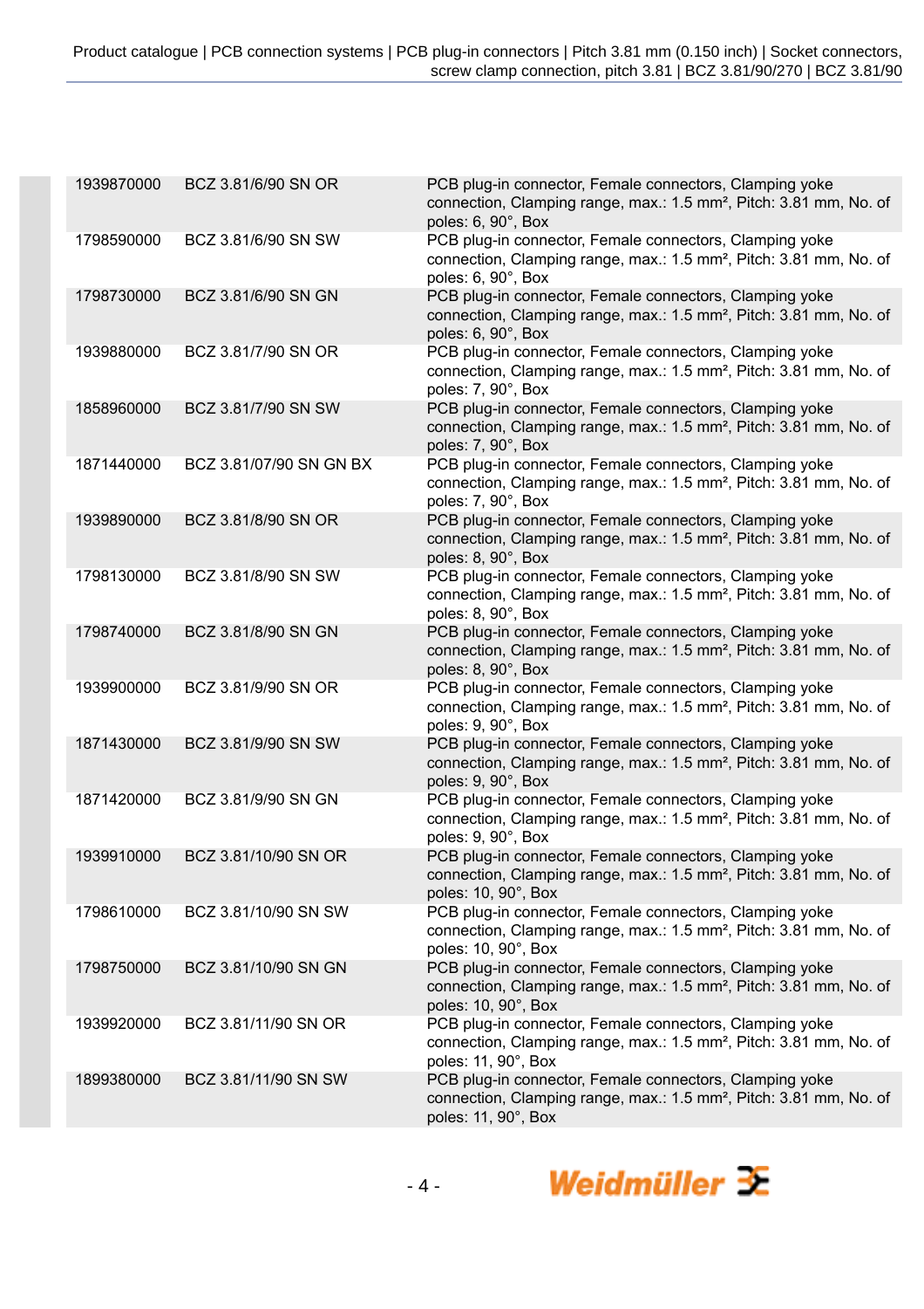| | | |
|---|---|---|
| 1939870000 | BCZ 3.81/6/90 SN OR | PCB plug-in connector, Female connectors, Clamping yoke connection, Clamping range, max.: 1.5 mm², Pitch: 3.81 mm, No. of poles: 6, 90°, Box |
| 1798590000 | BCZ 3.81/6/90 SN SW | PCB plug-in connector, Female connectors, Clamping yoke connection, Clamping range, max.: 1.5 mm², Pitch: 3.81 mm, No. of poles: 6, 90°, Box |
| 1798730000 | BCZ 3.81/6/90 SN GN | PCB plug-in connector, Female connectors, Clamping yoke connection, Clamping range, max.: 1.5 mm², Pitch: 3.81 mm, No. of poles: 6, 90°, Box |
| 1939880000 | BCZ 3.81/7/90 SN OR | PCB plug-in connector, Female connectors, Clamping yoke connection, Clamping range, max.: 1.5 mm², Pitch: 3.81 mm, No. of poles: 7, 90°, Box |
| 1858960000 | BCZ 3.81/7/90 SN SW | PCB plug-in connector, Female connectors, Clamping yoke connection, Clamping range, max.: 1.5 mm², Pitch: 3.81 mm, No. of poles: 7, 90°, Box |
| 1871440000 | BCZ 3.81/07/90 SN GN BX | PCB plug-in connector, Female connectors, Clamping yoke connection, Clamping range, max.: 1.5 mm², Pitch: 3.81 mm, No. of poles: 7, 90°, Box |
| 1939890000 | BCZ 3.81/8/90 SN OR | PCB plug-in connector, Female connectors, Clamping yoke connection, Clamping range, max.: 1.5 mm², Pitch: 3.81 mm, No. of poles: 8, 90°, Box |
| 1798130000 | BCZ 3.81/8/90 SN SW | PCB plug-in connector, Female connectors, Clamping yoke connection, Clamping range, max.: 1.5 mm², Pitch: 3.81 mm, No. of poles: 8, 90°, Box |
| 1798740000 | BCZ 3.81/8/90 SN GN | PCB plug-in connector, Female connectors, Clamping yoke connection, Clamping range, max.: 1.5 mm², Pitch: 3.81 mm, No. of poles: 8, 90°, Box |
| 1939900000 | BCZ 3.81/9/90 SN OR | PCB plug-in connector, Female connectors, Clamping yoke connection, Clamping range, max.: 1.5 mm², Pitch: 3.81 mm, No. of poles: 9, 90°, Box |
| 1871430000 | BCZ 3.81/9/90 SN SW | PCB plug-in connector, Female connectors, Clamping yoke connection, Clamping range, max.: 1.5 mm², Pitch: 3.81 mm, No. of poles: 9, 90°, Box |
| 1871420000 | BCZ 3.81/9/90 SN GN | PCB plug-in connector, Female connectors, Clamping yoke connection, Clamping range, max.: 1.5 mm², Pitch: 3.81 mm, No. of poles: 9, 90°, Box |
| 1939910000 | BCZ 3.81/10/90 SN OR | PCB plug-in connector, Female connectors, Clamping yoke connection, Clamping range, max.: 1.5 mm², Pitch: 3.81 mm, No. of poles: 10, 90°, Box |
| 1798610000 | BCZ 3.81/10/90 SN SW | PCB plug-in connector, Female connectors, Clamping yoke connection, Clamping range, max.: 1.5 mm², Pitch: 3.81 mm, No. of poles: 10, 90°, Box |
| 1798750000 | BCZ 3.81/10/90 SN GN | PCB plug-in connector, Female connectors, Clamping yoke connection, Clamping range, max.: 1.5 mm², Pitch: 3.81 mm, No. of poles: 10, 90°, Box |
| 1939920000 | BCZ 3.81/11/90 SN OR | PCB plug-in connector, Female connectors, Clamping yoke connection, Clamping range, max.: 1.5 mm², Pitch: 3.81 mm, No. of poles: 11, 90°, Box |
| 1899380000 | BCZ 3.81/11/90 SN SW | PCB plug-in connector, Female connectors, Clamping yoke connection, Clamping range, max.: 1.5 mm², Pitch: 3.81 mm, No. of poles: 11, 90°, Box |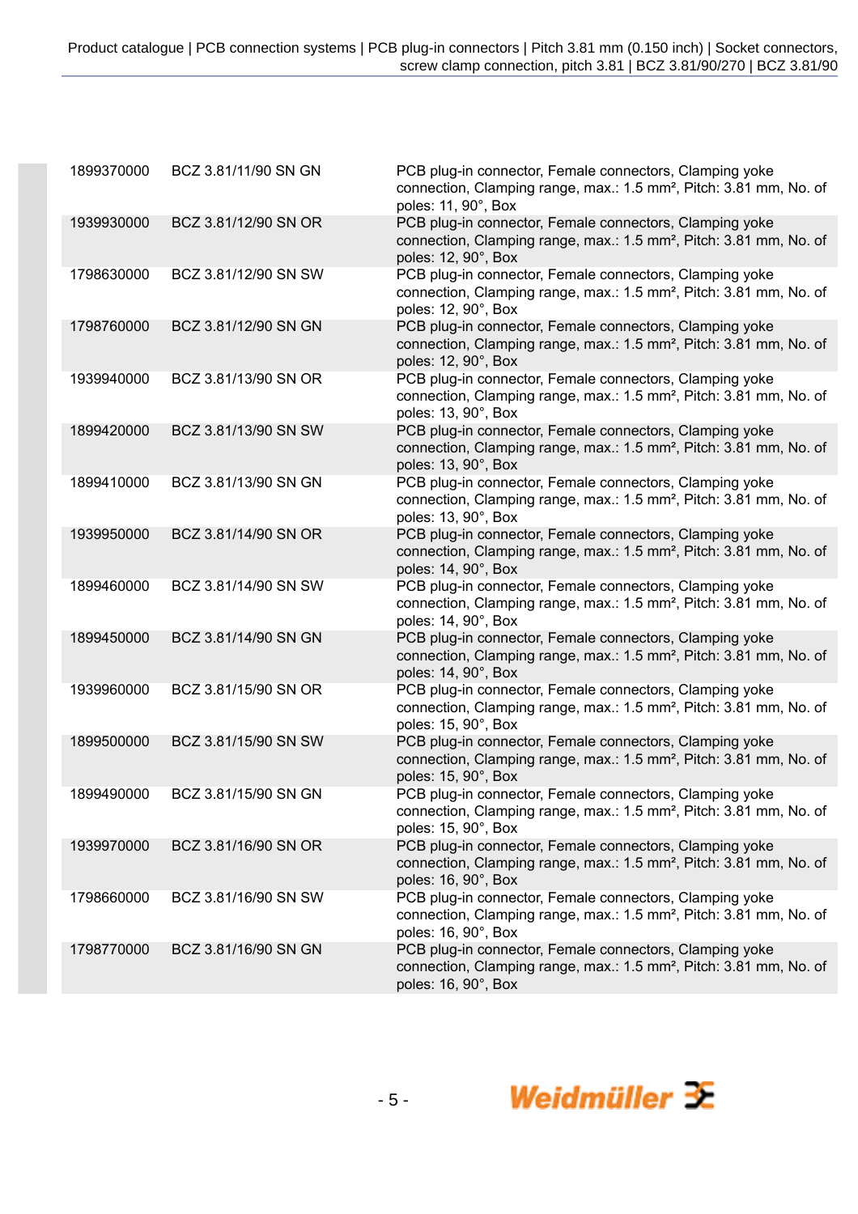| | | |
|---|---|---|
| 1899370000 | BCZ 3.81/11/90 SN GN | PCB plug-in connector, Female connectors, Clamping yoke connection, Clamping range, max.: 1.5 mm², Pitch: 3.81 mm, No. of poles: 11, 90°, Box |
| 1939930000 | BCZ 3.81/12/90 SN OR | PCB plug-in connector, Female connectors, Clamping yoke connection, Clamping range, max.: 1.5 mm², Pitch: 3.81 mm, No. of poles: 12, 90°, Box |
| 1798630000 | BCZ 3.81/12/90 SN SW | PCB plug-in connector, Female connectors, Clamping yoke connection, Clamping range, max.: 1.5 mm², Pitch: 3.81 mm, No. of poles: 12, 90°, Box |
| 1798760000 | BCZ 3.81/12/90 SN GN | PCB plug-in connector, Female connectors, Clamping yoke connection, Clamping range, max.: 1.5 mm², Pitch: 3.81 mm, No. of poles: 12, 90°, Box |
| 1939940000 | BCZ 3.81/13/90 SN OR | PCB plug-in connector, Female connectors, Clamping yoke connection, Clamping range, max.: 1.5 mm², Pitch: 3.81 mm, No. of poles: 13, 90°, Box |
| 1899420000 | BCZ 3.81/13/90 SN SW | PCB plug-in connector, Female connectors, Clamping yoke connection, Clamping range, max.: 1.5 mm², Pitch: 3.81 mm, No. of poles: 13, 90°, Box |
| 1899410000 | BCZ 3.81/13/90 SN GN | PCB plug-in connector, Female connectors, Clamping yoke connection, Clamping range, max.: 1.5 mm², Pitch: 3.81 mm, No. of poles: 13, 90°, Box |
| 1939950000 | BCZ 3.81/14/90 SN OR | PCB plug-in connector, Female connectors, Clamping yoke connection, Clamping range, max.: 1.5 mm², Pitch: 3.81 mm, No. of poles: 14, 90°, Box |
| 1899460000 | BCZ 3.81/14/90 SN SW | PCB plug-in connector, Female connectors, Clamping yoke connection, Clamping range, max.: 1.5 mm², Pitch: 3.81 mm, No. of poles: 14, 90°, Box |
| 1899450000 | BCZ 3.81/14/90 SN GN | PCB plug-in connector, Female connectors, Clamping yoke connection, Clamping range, max.: 1.5 mm², Pitch: 3.81 mm, No. of poles: 14, 90°, Box |
| 1939960000 | BCZ 3.81/15/90 SN OR | PCB plug-in connector, Female connectors, Clamping yoke connection, Clamping range, max.: 1.5 mm², Pitch: 3.81 mm, No. of poles: 15, 90°, Box |
| 1899500000 | BCZ 3.81/15/90 SN SW | PCB plug-in connector, Female connectors, Clamping yoke connection, Clamping range, max.: 1.5 mm², Pitch: 3.81 mm, No. of poles: 15, 90°, Box |
| 1899490000 | BCZ 3.81/15/90 SN GN | PCB plug-in connector, Female connectors, Clamping yoke connection, Clamping range, max.: 1.5 mm², Pitch: 3.81 mm, No. of poles: 15, 90°, Box |
| 1939970000 | BCZ 3.81/16/90 SN OR | PCB plug-in connector, Female connectors, Clamping yoke connection, Clamping range, max.: 1.5 mm², Pitch: 3.81 mm, No. of poles: 16, 90°, Box |
| 1798660000 | BCZ 3.81/16/90 SN SW | PCB plug-in connector, Female connectors, Clamping yoke connection, Clamping range, max.: 1.5 mm², Pitch: 3.81 mm, No. of poles: 16, 90°, Box |
| 1798770000 | BCZ 3.81/16/90 SN GN | PCB plug-in connector, Female connectors, Clamping yoke connection, Clamping range, max.: 1.5 mm², Pitch: 3.81 mm, No. of poles: 16, 90°, Box |